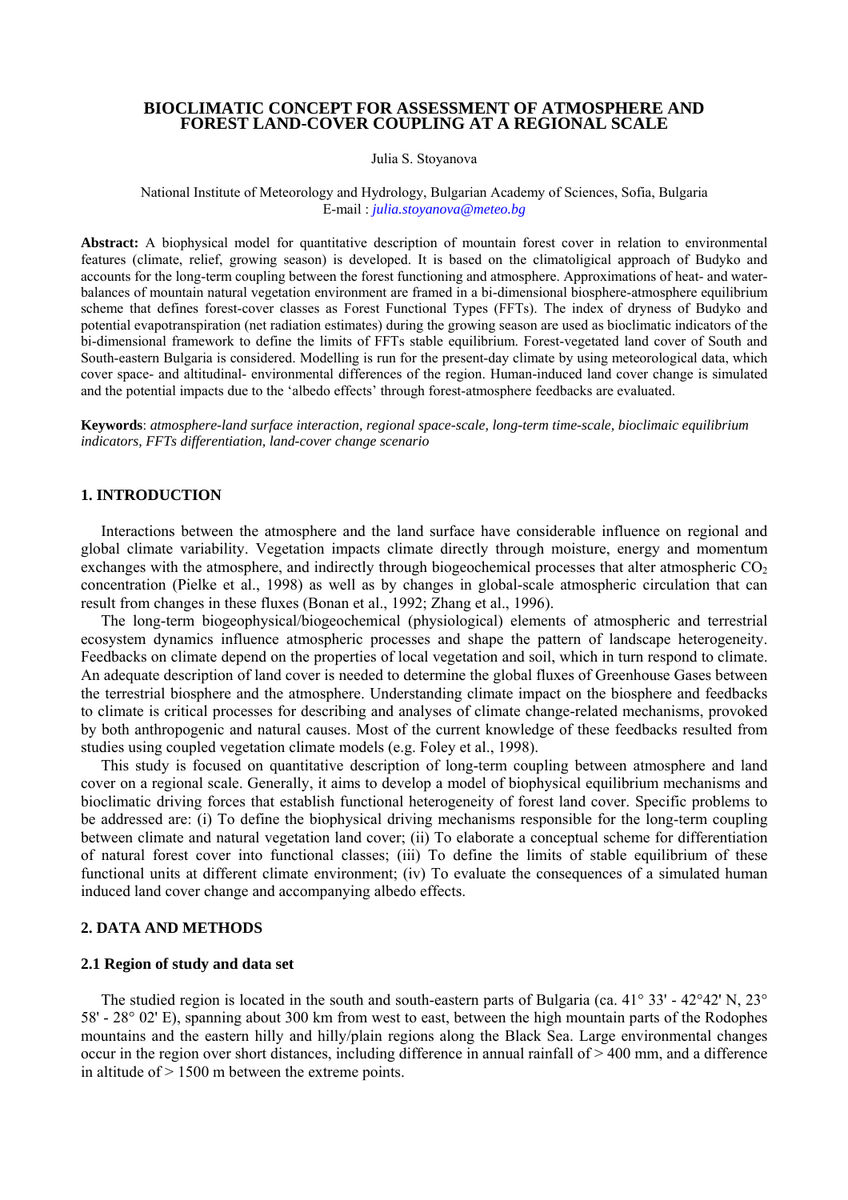# BIOCLIMATIC CONCEPT FOR ASSESSMENT OF ATMOSPHERE AND FOREST LAND-COVER COUPLING AT A REGIONAL SCALE

Julia S. Stoyanova

National Institute of Meteorology and Hydrology, Bulgarian Academy of Sciences, Sofia, Bulgaria
E-mail : *julia.stoyanova@meteo.bg*

**Abstract:** A biophysical model for quantitative description of mountain forest cover in relation to environmental features (climate, relief, growing season) is developed. It is based on the climatoligical approach of Budyko and accounts for the long-term coupling between the forest functioning and atmosphere. Approximations of heat- and water-balances of mountain natural vegetation environment are framed in a bi-dimensional biosphere-atmosphere equilibrium scheme that defines forest-cover classes as Forest Functional Types (FFTs). The index of dryness of Budyko and potential evapotranspiration (net radiation estimates) during the growing season are used as bioclimatic indicators of the bi-dimensional framework to define the limits of FFTs stable equilibrium. Forest-vegetated land cover of South and South-eastern Bulgaria is considered. Modelling is run for the present-day climate by using meteorological data, which cover space- and altitudinal- environmental differences of the region. Human-induced land cover change is simulated and the potential impacts due to the 'albedo effects' through forest-atmosphere feedbacks are evaluated.

**Keywords**: *atmosphere-land surface interaction, regional space-scale, long-term time-scale, bioclimaic equilibrium indicators, FFTs differentiation, land-cover change scenario*

## 1. INTRODUCTION

Interactions between the atmosphere and the land surface have considerable influence on regional and global climate variability. Vegetation impacts climate directly through moisture, energy and momentum exchanges with the atmosphere, and indirectly through biogeochemical processes that alter atmospheric $CO_2$ concentration (Pielke et al., 1998) as well as by changes in global-scale atmospheric circulation that can result from changes in these fluxes (Bonan et al., 1992; Zhang et al., 1996).

The long-term biogeophysical/biogeochemical (physiological) elements of atmospheric and terrestrial ecosystem dynamics influence atmospheric processes and shape the pattern of landscape heterogeneity. Feedbacks on climate depend on the properties of local vegetation and soil, which in turn respond to climate. An adequate description of land cover is needed to determine the global fluxes of Greenhouse Gases between the terrestrial biosphere and the atmosphere. Understanding climate impact on the biosphere and feedbacks to climate is critical processes for describing and analyses of climate change-related mechanisms, provoked by both anthropogenic and natural causes. Most of the current knowledge of these feedbacks resulted from studies using coupled vegetation climate models (e.g. Foley et al., 1998).

This study is focused on quantitative description of long-term coupling between atmosphere and land cover on a regional scale. Generally, it aims to develop a model of biophysical equilibrium mechanisms and bioclimatic driving forces that establish functional heterogeneity of forest land cover. Specific problems to be addressed are: (i) To define the biophysical driving mechanisms responsible for the long-term coupling between climate and natural vegetation land cover; (ii) To elaborate a conceptual scheme for differentiation of natural forest cover into functional classes; (iii) To define the limits of stable equilibrium of these functional units at different climate environment; (iv) To evaluate the consequences of a simulated human induced land cover change and accompanying albedo effects.

## 2. DATA AND METHODS

### 2.1 Region of study and data set

The studied region is located in the south and south-eastern parts of Bulgaria (ca. 41° 33' - 42°42' N, 23° 58' - 28° 02' E), spanning about 300 km from west to east, between the high mountain parts of the Rodophes mountains and the eastern hilly and hilly/plain regions along the Black Sea. Large environmental changes occur in the region over short distances, including difference in annual rainfall of > 400 mm, and a difference in altitude of > 1500 m between the extreme points.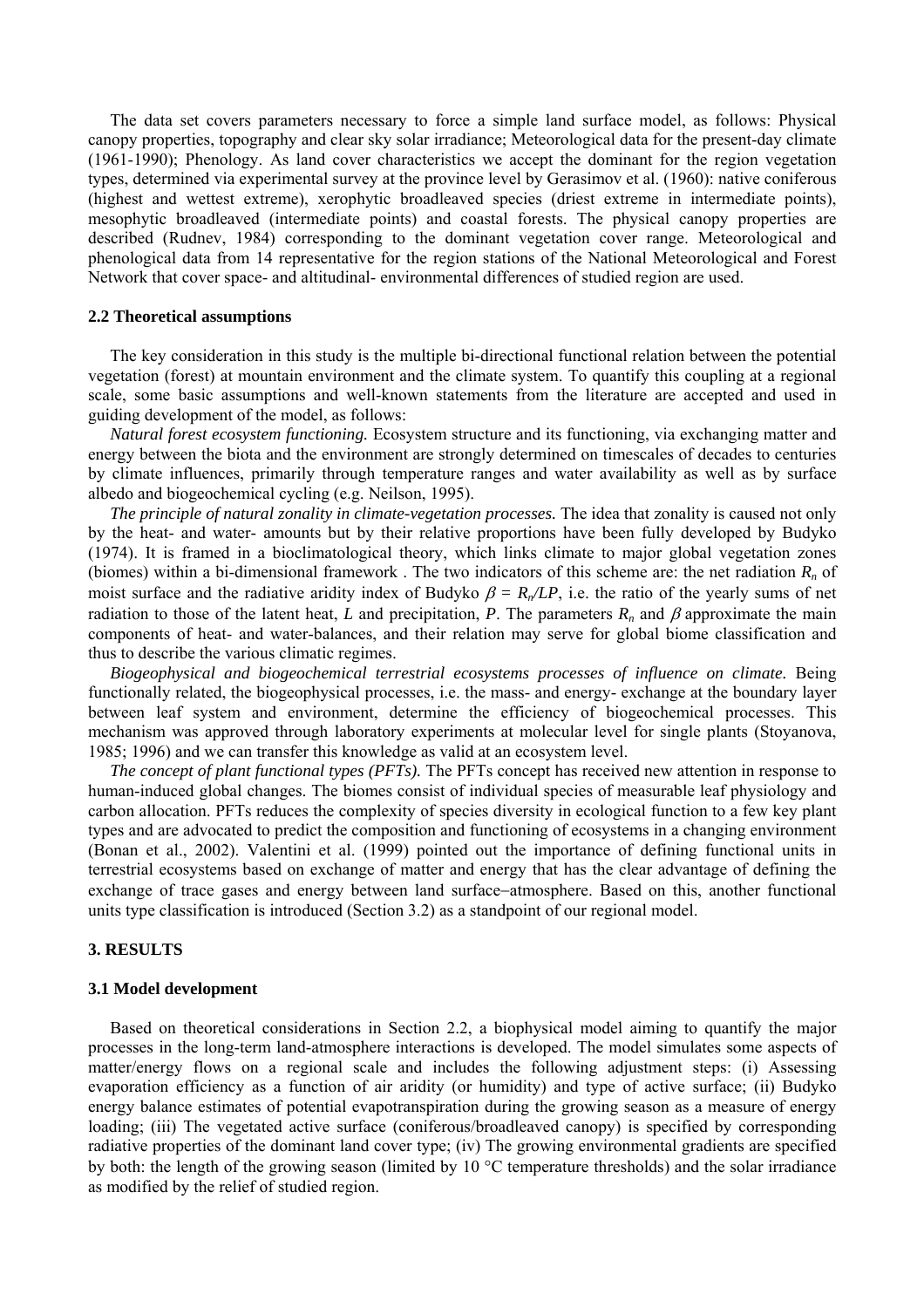The data set covers parameters necessary to force a simple land surface model, as follows: Physical canopy properties, topography and clear sky solar irradiance; Meteorological data for the present-day climate (1961-1990); Phenology. As land cover characteristics we accept the dominant for the region vegetation types, determined via experimental survey at the province level by Gerasimov et al. (1960): native coniferous (highest and wettest extreme), xerophytic broadleaved species (driest extreme in intermediate points), mesophytic broadleaved (intermediate points) and coastal forests. The physical canopy properties are described (Rudnev, 1984) corresponding to the dominant vegetation cover range. Meteorological and phenological data from 14 representative for the region stations of the National Meteorological and Forest Network that cover space- and altitudinal- environmental differences of studied region are used.

### 2.2 Theoretical assumptions

The key consideration in this study is the multiple bi-directional functional relation between the potential vegetation (forest) at mountain environment and the climate system. To quantify this coupling at a regional scale, some basic assumptions and well-known statements from the literature are accepted and used in guiding development of the model, as follows:

*Natural forest ecosystem functioning.* Ecosystem structure and its functioning, via exchanging matter and energy between the biota and the environment are strongly determined on timescales of decades to centuries by climate influences, primarily through temperature ranges and water availability as well as by surface albedo and biogeochemical cycling (e.g. Neilson, 1995).

*The principle of natural zonality in climate-vegetation processes.* The idea that zonality is caused not only by the heat- and water- amounts but by their relative proportions have been fully developed by Budyko (1974). It is framed in a bioclimatological theory, which links climate to major global vegetation zones (biomes) within a bi-dimensional framework . The two indicators of this scheme are: the net radiation $R_n$ of moist surface and the radiative aridity index of Budyko $\beta = R_n/LP$, i.e. the ratio of the yearly sums of net radiation to those of the latent heat, $L$ and precipitation, $P$. The parameters $R_n$ and $\beta$ approximate the main components of heat- and water-balances, and their relation may serve for global biome classification and thus to describe the various climatic regimes.

*Biogeophysical and biogeochemical terrestrial ecosystems processes of influence on climate.* Being functionally related, the biogeophysical processes, i.e. the mass- and energy- exchange at the boundary layer between leaf system and environment, determine the efficiency of biogeochemical processes. This mechanism was approved through laboratory experiments at molecular level for single plants (Stoyanova, 1985; 1996) and we can transfer this knowledge as valid at an ecosystem level.

*The concept of plant functional types (PFTs).* The PFTs concept has received new attention in response to human-induced global changes. The biomes consist of individual species of measurable leaf physiology and carbon allocation. PFTs reduces the complexity of species diversity in ecological function to a few key plant types and are advocated to predict the composition and functioning of ecosystems in a changing environment (Bonan et al., 2002). Valentini et al. (1999) pointed out the importance of defining functional units in terrestrial ecosystems based on exchange of matter and energy that has the clear advantage of defining the exchange of trace gases and energy between land surface–atmosphere. Based on this, another functional units type classification is introduced (Section 3.2) as a standpoint of our regional model.

## 3. RESULTS

### 3.1 Model development

Based on theoretical considerations in Section 2.2, a biophysical model aiming to quantify the major processes in the long-term land-atmosphere interactions is developed. The model simulates some aspects of matter/energy flows on a regional scale and includes the following adjustment steps: (i) Assessing evaporation efficiency as a function of air aridity (or humidity) and type of active surface; (ii) Budyko energy balance estimates of potential evapotranspiration during the growing season as a measure of energy loading; (iii) The vegetated active surface (coniferous/broadleaved canopy) is specified by corresponding radiative properties of the dominant land cover type; (iv) The growing environmental gradients are specified by both: the length of the growing season (limited by 10 °C temperature thresholds) and the solar irradiance as modified by the relief of studied region.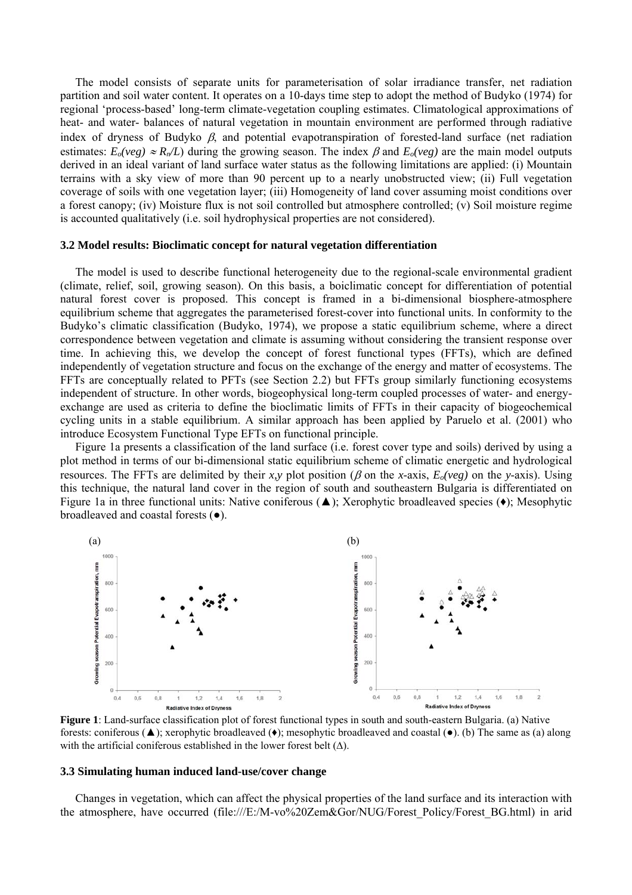The model consists of separate units for parameterisation of solar irradiance transfer, net radiation partition and soil water content. It operates on a 10-days time step to adopt the method of Budyko (1974) for regional 'process-based' long-term climate-vegetation coupling estimates. Climatological approximations of heat- and water- balances of natural vegetation in mountain environment are performed through radiative index of dryness of Budyko $\beta$, and potential evapotranspiration of forested-land surface (net radiation estimates: $E_o(veg) \approx R_n/L$) during the growing season. The index $\beta$ and $E_o(veg)$ are the main model outputs derived in an ideal variant of land surface water status as the following limitations are applied: (i) Mountain terrains with a sky view of more than 90 percent up to a nearly unobstructed view; (ii) Full vegetation coverage of soils with one vegetation layer; (iii) Homogeneity of land cover assuming moist conditions over a forest canopy; (iv) Moisture flux is not soil controlled but atmosphere controlled; (v) Soil moisture regime is accounted qualitatively (i.e. soil hydrophysical properties are not considered).

### 3.2 Model results: Bioclimatic concept for natural vegetation differentiation

The model is used to describe functional heterogeneity due to the regional-scale environmental gradient (climate, relief, soil, growing season). On this basis, a boiclimatic concept for differentiation of potential natural forest cover is proposed. This concept is framed in a bi-dimensional biosphere-atmosphere equilibrium scheme that aggregates the parameterised forest-cover into functional units. In conformity to the Budyko's climatic classification (Budyko, 1974), we propose a static equilibrium scheme, where a direct correspondence between vegetation and climate is assuming without considering the transient response over time. In achieving this, we develop the concept of forest functional types (FFTs), which are defined independently of vegetation structure and focus on the exchange of the energy and matter of ecosystems. The FFTs are conceptually related to PFTs (see Section 2.2) but FFTs group similarly functioning ecosystems independent of structure. In other words, biogeophysical long-term coupled processes of water- and energy-exchange are used as criteria to define the bioclimatic limits of FFTs in their capacity of biogeochemical cycling units in a stable equilibrium. A similar approach has been applied by Paruelo et al. (2001) who introduce Ecosystem Functional Type EFTs on functional principle.

Figure 1a presents a classification of the land surface (i.e. forest cover type and soils) derived by using a plot method in terms of our bi-dimensional static equilibrium scheme of climatic energetic and hydrological resources. The FFTs are delimited by their $x$,$y$ plot position ($\beta$ on the $x$-axis, $E_o(veg)$ on the $y$-axis). Using this technique, the natural land cover in the region of south and southeastern Bulgaria is differentiated on Figure 1a in three functional units: Native coniferous (▲); Xerophytic broadleaved species (♦); Mesophytic broadleaved and coastal forests (●).

**Figure 1**: Land-surface classification plot of forest functional types in south and south-eastern Bulgaria. (a) Native forests: coniferous (▲); xerophytic broadleaved (♦); mesophytic broadleaved and coastal (●). (b) The same as (a) along with the artificial coniferous established in the lower forest belt (Δ).

### 3.3 Simulating human induced land-use/cover change

Changes in vegetation, which can affect the physical properties of the land surface and its interaction with the atmosphere, have occurred (file:///E:/M-vo%20Zem&Gor/NUG/Forest_Policy/Forest_BG.html) in arid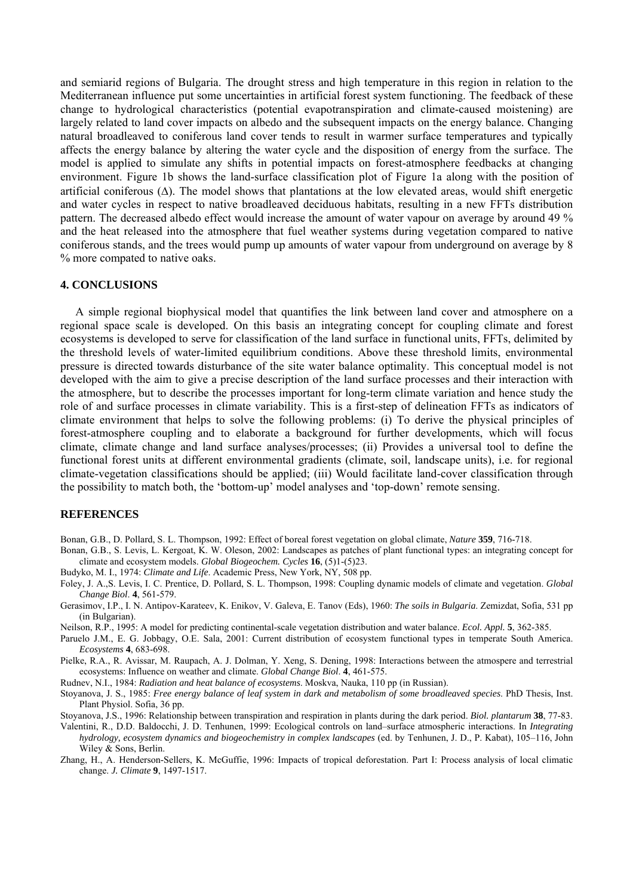and semiarid regions of Bulgaria. The drought stress and high temperature in this region in relation to the Mediterranean influence put some uncertainties in artificial forest system functioning. The feedback of these change to hydrological characteristics (potential evapotranspiration and climate-caused moistening) are largely related to land cover impacts on albedo and the subsequent impacts on the energy balance. Changing natural broadleaved to coniferous land cover tends to result in warmer surface temperatures and typically affects the energy balance by altering the water cycle and the disposition of energy from the surface. The model is applied to simulate any shifts in potential impacts on forest-atmosphere feedbacks at changing environment. Figure 1b shows the land-surface classification plot of Figure 1a along with the position of artificial coniferous (Δ). The model shows that plantations at the low elevated areas, would shift energetic and water cycles in respect to native broadleaved deciduous habitats, resulting in a new FFTs distribution pattern. The decreased albedo effect would increase the amount of water vapour on average by around 49 % and the heat released into the atmosphere that fuel weather systems during vegetation compared to native coniferous stands, and the trees would pump up amounts of water vapour from underground on average by 8 % more compated to native oaks.

## 4. CONCLUSIONS

A simple regional biophysical model that quantifies the link between land cover and atmosphere on a regional space scale is developed. On this basis an integrating concept for coupling climate and forest ecosystems is developed to serve for classification of the land surface in functional units, FFTs, delimited by the threshold levels of water-limited equilibrium conditions. Above these threshold limits, environmental pressure is directed towards disturbance of the site water balance optimality. This conceptual model is not developed with the aim to give a precise description of the land surface processes and their interaction with the atmosphere, but to describe the processes important for long-term climate variation and hence study the role of and surface processes in climate variability. This is a first-step of delineation FFTs as indicators of climate environment that helps to solve the following problems: (i) To derive the physical principles of forest-atmosphere coupling and to elaborate a background for further developments, which will focus climate, climate change and land surface analyses/processes; (ii) Provides a universal tool to define the functional forest units at different environmental gradients (climate, soil, landscape units), i.e. for regional climate-vegetation classifications should be applied; (iii) Would facilitate land-cover classification through the possibility to match both, the 'bottom-up' model analyses and 'top-down' remote sensing.

## REFERENCES

Bonan, G.B., D. Pollard, S. L. Thompson, 1992: Effect of boreal forest vegetation on global climate, *Nature* **359**, 716-718.

Bonan, G.B., S. Levis, L. Kergoat, K. W. Oleson, 2002: Landscapes as patches of plant functional types: an integrating concept for climate and ecosystem models. *Global Biogeochem. Cycles* **16**, (5)1-(5)23.

Budyko, M. I., 1974: *Climate and Life*. Academic Press, New York, NY, 508 pp.

Foley, J. A.,S. Levis, I. C. Prentice, D. Pollard, S. L. Thompson, 1998: Coupling dynamic models of climate and vegetation. *Global Change Biol*. **4**, 561-579.

Gerasimov, I.P., I. N. Antipov-Karateev, K. Enikov, V. Galeva, E. Tanov (Eds), 1960: *The soils in Bulgaria*. Zemizdat, Sofia, 531 pp (in Bulgarian).

Neilson, R.P., 1995: A model for predicting continental-scale vegetation distribution and water balance. *Ecol. Appl.* **5**, 362-385.

Paruelo J.M., E. G. Jobbagy, O.E. Sala, 2001: Current distribution of ecosystem functional types in temperate South America. *Ecosystems* **4**, 683-698.

Pielke, R.A., R. Avissar, M. Raupach, A. J. Dolman, Y. Xeng, S. Dening, 1998: Interactions between the atmospere and terrestrial ecosystems: Influence on weather and climate. *Global Change Biol*. **4**, 461-575.

Rudnev, N.I., 1984: *Radiation and heat balance of ecosystems*. Moskva, Nauka, 110 pp (in Russian).

Stoyanova, J. S., 1985: *Free energy balance of leaf system in dark and metabolism of some broadleaved species*. PhD Thesis, Inst. Plant Physiol. Sofia, 36 pp.

Stoyanova, J.S., 1996: Relationship between transpiration and respiration in plants during the dark period. *Biol. plantarum* **38**, 77-83.

Valentini, R., D.D. Baldocchi, J. D. Tenhunen, 1999: Ecological controls on land–surface atmospheric interactions. In *Integrating hydrology, ecosystem dynamics and biogeochemistry in complex landscapes* (ed. by Tenhunen, J. D., P. Kabat), 105–116, John Wiley & Sons, Berlin.

Zhang, H., A. Henderson-Sellers, K. McGuffie, 1996: Impacts of tropical deforestation. Part I: Process analysis of local climatic change. *J. Climate* **9**, 1497-1517.